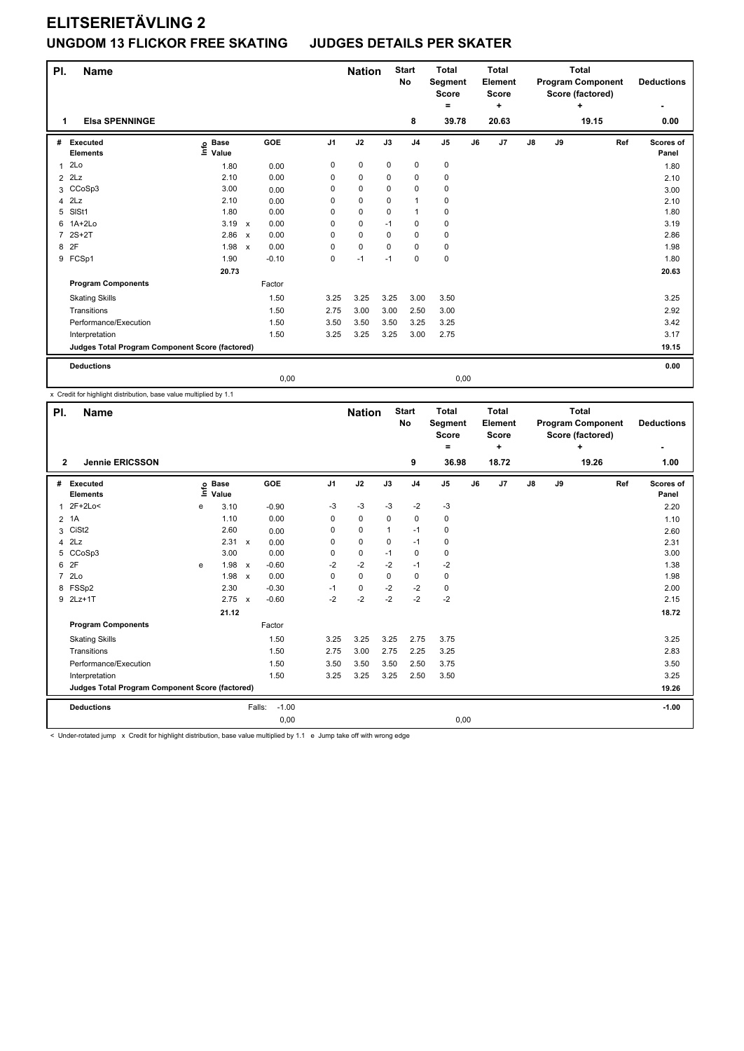# ELITSERIETÄVLING 2

## UNGDOM 13 FLICKOR FREE SKATING JUDGES DETAILS PER SKATER

| Pl. | Name | Nation | Start No | Total Segment Score = | Total Element Score + | Total Program Component Score (factored) + | Deductions - |
|---|---|---|---|---|---|---|---|
| 1 | Elsa SPENNINGE | | 8 | 39.78 | 20.63 | 19.15 | 0.00 |

| # | Executed Elements | Info | Base Value | | GOE | J1 | J2 | J3 | J4 | J5 | J6 | J7 | J8 | J9 | Ref | Scores of Panel |
|---|---|---|---|---|---|---|---|---|---|---|---|---|---|---|---|---|
| 1 | 2Lo | | 1.80 | | 0.00 | 0 | 0 | 0 | 0 | 0 | | | | | | 1.80 |
| 2 | 2Lz | | 2.10 | | 0.00 | 0 | 0 | 0 | 0 | 0 | | | | | | 2.10 |
| 3 | CCoSp3 | | 3.00 | | 0.00 | 0 | 0 | 0 | 0 | 0 | | | | | | 3.00 |
| 4 | 2Lz | | 2.10 | | 0.00 | 0 | 0 | 0 | 1 | 0 | | | | | | 2.10 |
| 5 | SlSt1 | | 1.80 | | 0.00 | 0 | 0 | 0 | 1 | 0 | | | | | | 1.80 |
| 6 | 1A+2Lo | | 3.19 | x | 0.00 | 0 | 0 | -1 | 0 | 0 | | | | | | 3.19 |
| 7 | 2S+2T | | 2.86 | x | 0.00 | 0 | 0 | 0 | 0 | 0 | | | | | | 2.86 |
| 8 | 2F | | 1.98 | x | 0.00 | 0 | 0 | 0 | 0 | 0 | | | | | | 1.98 |
| 9 | FCSp1 | | 1.90 | | -0.10 | 0 | -1 | -1 | 0 | 0 | | | | | | 1.80 |
| | | | 20.73 | | | | | | | | | | | | | 20.63 |
| | **Program Components** | | | | Factor | | | | | | | | | | | |
| | Skating Skills | | | | 1.50 | 3.25 | 3.25 | 3.25 | 3.00 | 3.50 | | | | | | 3.25 |
| | Transitions | | | | 1.50 | 2.75 | 3.00 | 3.00 | 2.50 | 3.00 | | | | | | 2.92 |
| | Performance/Execution | | | | 1.50 | 3.50 | 3.50 | 3.50 | 3.25 | 3.25 | | | | | | 3.42 |
| | Interpretation | | | | 1.50 | 3.25 | 3.25 | 3.25 | 3.00 | 2.75 | | | | | | 3.17 |
| | **Judges Total Program Component Score (factored)** | | | | | | | | | | | | | | | 19.15 |
| | **Deductions** | | | | | | | | | | | | | | | 0.00 |
| | | | | | 0,00 | | | | | 0,00 | | | | | | |

x Credit for highlight distribution, base value multiplied by 1.1

| Pl. | Name | Nation | Start No | Total Segment Score = | Total Element Score + | Total Program Component Score (factored) + | Deductions - |
|---|---|---|---|---|---|---|---|
| 2 | Jennie ERICSSON | | 9 | 36.98 | 18.72 | 19.26 | 1.00 |

| # | Executed Elements | Info | Base Value | | GOE | J1 | J2 | J3 | J4 | J5 | J6 | J7 | J8 | J9 | Ref | Scores of Panel |
|---|---|---|---|---|---|---|---|---|---|---|---|---|---|---|---|---|
| 1 | 2F+2Lo< | e | 3.10 | | -0.90 | -3 | -3 | -3 | -2 | -3 | | | | | | 2.20 |
| 2 | 1A | | 1.10 | | 0.00 | 0 | 0 | 0 | 0 | 0 | | | | | | 1.10 |
| 3 | CiSt2 | | 2.60 | | 0.00 | 0 | 0 | 1 | -1 | 0 | | | | | | 2.60 |
| 4 | 2Lz | | 2.31 | x | 0.00 | 0 | 0 | 0 | -1 | 0 | | | | | | 2.31 |
| 5 | CCoSp3 | | 3.00 | | 0.00 | 0 | 0 | -1 | 0 | 0 | | | | | | 3.00 |
| 6 | 2F | e | 1.98 | x | -0.60 | -2 | -2 | -2 | -1 | -2 | | | | | | 1.38 |
| 7 | 2Lo | | 1.98 | x | 0.00 | 0 | 0 | 0 | 0 | 0 | | | | | | 1.98 |
| 8 | FSSp2 | | 2.30 | | -0.30 | -1 | 0 | -2 | -2 | 0 | | | | | | 2.00 |
| 9 | 2Lz+1T | | 2.75 | x | -0.60 | -2 | -2 | -2 | -2 | -2 | | | | | | 2.15 |
| | | | 21.12 | | | | | | | | | | | | | 18.72 |
| | **Program Components** | | | | Factor | | | | | | | | | | | |
| | Skating Skills | | | | 1.50 | 3.25 | 3.25 | 3.25 | 2.75 | 3.75 | | | | | | 3.25 |
| | Transitions | | | | 1.50 | 2.75 | 3.00 | 2.75 | 2.25 | 3.25 | | | | | | 2.83 |
| | Performance/Execution | | | | 1.50 | 3.50 | 3.50 | 3.50 | 2.50 | 3.75 | | | | | | 3.50 |
| | Interpretation | | | | 1.50 | 3.25 | 3.25 | 3.25 | 2.50 | 3.50 | | | | | | 3.25 |
| | **Judges Total Program Component Score (factored)** | | | | | | | | | | | | | | | 19.26 |
| | **Deductions** | | | Falls: | -1.00 | | | | | | | | | | | -1.00 |
| | | | | | 0,00 | | | | | 0,00 | | | | | | |

< Under-rotated jump x Credit for highlight distribution, base value multiplied by 1.1 e Jump take off with wrong edge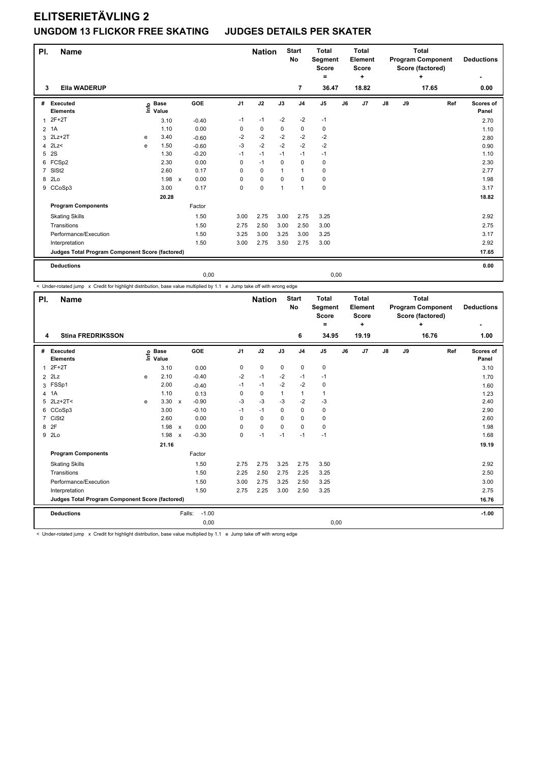# ELITSERIETÄVLING 2

## UNGDOM 13 FLICKOR FREE SKATING JUDGES DETAILS PER SKATER

| Pl. | Name | Nation | Start No | Total Segment Score = | Total Element Score + | Total Program Component Score (factored) + | Deductions - |
|---|---|---|---|---|---|---|---|
| 3 | Ella WADERUP | | 7 | 36.47 | 18.82 | 17.65 | 0.00 |

| # | Executed Elements | Info | Base Value | | GOE | J1 | J2 | J3 | J4 | J5 | J6 | J7 | J8 | J9 | Ref | Scores of Panel |
|---|---|---|---|---|---|---|---|---|---|---|---|---|---|---|---|---|
| 1 | 2F+2T | | 3.10 | | -0.40 | -1 | -1 | -2 | -2 | -1 | | | | | | 2.70 |
| 2 | 1A | | 1.10 | | 0.00 | 0 | 0 | 0 | 0 | 0 | | | | | | 1.10 |
| 3 | 2Lz+2T | e | 3.40 | | -0.60 | -2 | -2 | -2 | -2 | -2 | | | | | | 2.80 |
| 4 | 2Lz< | e | 1.50 | | -0.60 | -3 | -2 | -2 | -2 | -2 | | | | | | 0.90 |
| 5 | 2S | | 1.30 | | -0.20 | -1 | -1 | -1 | -1 | -1 | | | | | | 1.10 |
| 6 | FCSp2 | | 2.30 | | 0.00 | 0 | -1 | 0 | 0 | 0 | | | | | | 2.30 |
| 7 | SlSt2 | | 2.60 | | 0.17 | 0 | 0 | 1 | 1 | 0 | | | | | | 2.77 |
| 8 | 2Lo | | 1.98 | x | 0.00 | 0 | 0 | 0 | 0 | 0 | | | | | | 1.98 |
| 9 | CCoSp3 | | 3.00 | | 0.17 | 0 | 0 | 1 | 1 | 0 | | | | | | 3.17 |
| | | | 20.28 | | | | | | | | | | | | | 18.82 |
| | **Program Components** | | | | Factor | | | | | | | | | | | |
| | Skating Skills | | | | 1.50 | 3.00 | 2.75 | 3.00 | 2.75 | 3.25 | | | | | | 2.92 |
| | Transitions | | | | 1.50 | 2.75 | 2.50 | 3.00 | 2.50 | 3.00 | | | | | | 2.75 |
| | Performance/Execution | | | | 1.50 | 3.25 | 3.00 | 3.25 | 3.00 | 3.25 | | | | | | 3.17 |
| | Interpretation | | | | 1.50 | 3.00 | 2.75 | 3.50 | 2.75 | 3.00 | | | | | | 2.92 |
| | **Judges Total Program Component Score (factored)** | | | | | | | | | | | | | | | 17.65 |
| | **Deductions** | | | | | | | | | | | | | | | 0.00 |
| | | | | | 0,00 | | | | | 0,00 | | | | | | |

< Under-rotated jump x Credit for highlight distribution, base value multiplied by 1.1 e Jump take off with wrong edge

| Pl. | Name | Nation | Start No | Total Segment Score = | Total Element Score + | Total Program Component Score (factored) + | Deductions - |
|---|---|---|---|---|---|---|---|
| 4 | Stina FREDRIKSSON | | 6 | 34.95 | 19.19 | 16.76 | 1.00 |

| # | Executed Elements | Info | Base Value | | GOE | J1 | J2 | J3 | J4 | J5 | J6 | J7 | J8 | J9 | Ref | Scores of Panel |
|---|---|---|---|---|---|---|---|---|---|---|---|---|---|---|---|---|
| 1 | 2F+2T | | 3.10 | | 0.00 | 0 | 0 | 0 | 0 | 0 | | | | | | 3.10 |
| 2 | 2Lz | e | 2.10 | | -0.40 | -2 | -1 | -2 | -1 | -1 | | | | | | 1.70 |
| 3 | FSSp1 | | 2.00 | | -0.40 | -1 | -1 | -2 | -2 | 0 | | | | | | 1.60 |
| 4 | 1A | | 1.10 | | 0.13 | 0 | 0 | 1 | 1 | 1 | | | | | | 1.23 |
| 5 | 2Lz+2T< | e | 3.30 | x | -0.90 | -3 | -3 | -3 | -2 | -3 | | | | | | 2.40 |
| 6 | CCoSp3 | | 3.00 | | -0.10 | -1 | -1 | 0 | 0 | 0 | | | | | | 2.90 |
| 7 | CiSt2 | | 2.60 | | 0.00 | 0 | 0 | 0 | 0 | 0 | | | | | | 2.60 |
| 8 | 2F | | 1.98 | x | 0.00 | 0 | 0 | 0 | 0 | 0 | | | | | | 1.98 |
| 9 | 2Lo | | 1.98 | x | -0.30 | 0 | -1 | -1 | -1 | -1 | | | | | | 1.68 |
| | | | 21.16 | | | | | | | | | | | | | 19.19 |
| | **Program Components** | | | | Factor | | | | | | | | | | | |
| | Skating Skills | | | | 1.50 | 2.75 | 2.75 | 3.25 | 2.75 | 3.50 | | | | | | 2.92 |
| | Transitions | | | | 1.50 | 2.25 | 2.50 | 2.75 | 2.25 | 3.25 | | | | | | 2.50 |
| | Performance/Execution | | | | 1.50 | 3.00 | 2.75 | 3.25 | 2.50 | 3.25 | | | | | | 3.00 |
| | Interpretation | | | | 1.50 | 2.75 | 2.25 | 3.00 | 2.50 | 3.25 | | | | | | 2.75 |
| | **Judges Total Program Component Score (factored)** | | | | | | | | | | | | | | | 16.76 |
| | **Deductions** | | | Falls: | -1.00 | | | | | | | | | | | -1.00 |
| | | | | | 0,00 | | | | | 0,00 | | | | | | |

< Under-rotated jump x Credit for highlight distribution, base value multiplied by 1.1 e Jump take off with wrong edge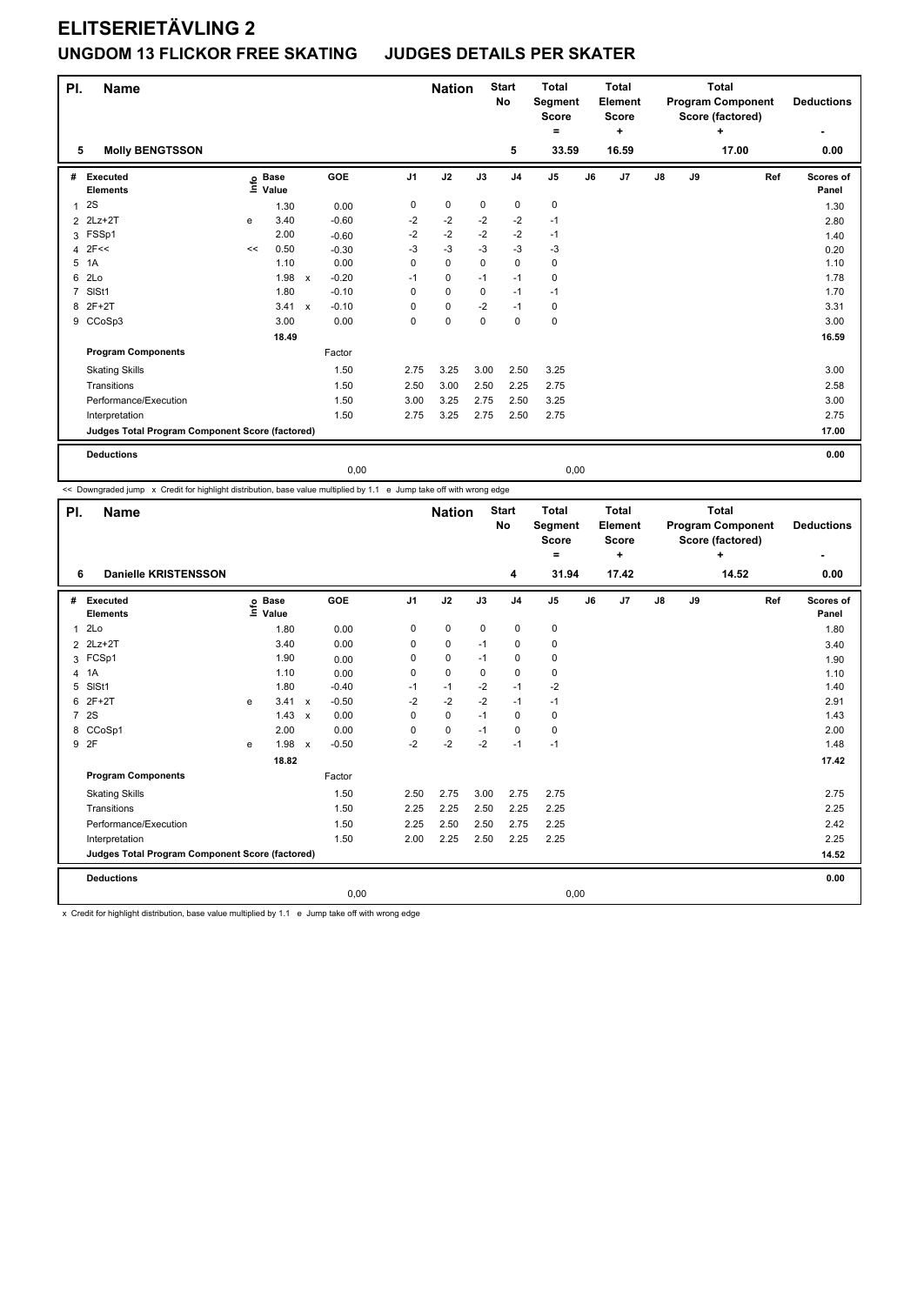# ELITSERIETÄVLING 2

## UNGDOM 13 FLICKOR FREE SKATING JUDGES DETAILS PER SKATER

| Pl. | Name | Nation | Start No | Total Segment Score = | Total Element Score + | Total Program Component Score (factored) + | Deductions - |
|---|---|---|---|---|---|---|---|
| 5 | Molly BENGTSSON | | 5 | 33.59 | 16.59 | 17.00 | 0.00 |

| # | Executed Elements | Info | Base Value | | GOE | J1 | J2 | J3 | J4 | J5 | J6 | J7 | J8 | J9 | Ref | Scores of Panel |
|---|---|---|---|---|---|---|---|---|---|---|---|---|---|---|---|---|
| 1 | 2S | | 1.30 | | 0.00 | 0 | 0 | 0 | 0 | 0 | | | | | | 1.30 |
| 2 | 2Lz+2T | e | 3.40 | | -0.60 | -2 | -2 | -2 | -2 | -1 | | | | | | 2.80 |
| 3 | FSSp1 | | 2.00 | | -0.60 | -2 | -2 | -2 | -2 | -1 | | | | | | 1.40 |
| 4 | 2F<< | << | 0.50 | | -0.30 | -3 | -3 | -3 | -3 | -3 | | | | | | 0.20 |
| 5 | 1A | | 1.10 | | 0.00 | 0 | 0 | 0 | 0 | 0 | | | | | | 1.10 |
| 6 | 2Lo | | 1.98 | x | -0.20 | -1 | 0 | -1 | -1 | 0 | | | | | | 1.78 |
| 7 | SlSt1 | | 1.80 | | -0.10 | 0 | 0 | 0 | -1 | -1 | | | | | | 1.70 |
| 8 | 2F+2T | | 3.41 | x | -0.10 | 0 | 0 | -2 | -1 | 0 | | | | | | 3.31 |
| 9 | CCoSp3 | | 3.00 | | 0.00 | 0 | 0 | 0 | 0 | 0 | | | | | | 3.00 |
| | | | 18.49 | | | | | | | | | | | | | 16.59 |
| | **Program Components** | | | | Factor | | | | | | | | | | | |
| | Skating Skills | | | | 1.50 | 2.75 | 3.25 | 3.00 | 2.50 | 3.25 | | | | | | 3.00 |
| | Transitions | | | | 1.50 | 2.50 | 3.00 | 2.50 | 2.25 | 2.75 | | | | | | 2.58 |
| | Performance/Execution | | | | 1.50 | 3.00 | 3.25 | 2.75 | 2.50 | 3.25 | | | | | | 3.00 |
| | Interpretation | | | | 1.50 | 2.75 | 3.25 | 2.75 | 2.50 | 2.75 | | | | | | 2.75 |
| | **Judges Total Program Component Score (factored)** | | | | | | | | | | | | | | | 17.00 |
| | **Deductions** | | | | | | | | | | | | | | | 0.00 |
| | | | | | 0,00 | | | | | 0,00 | | | | | | |

<< Downgraded jump x Credit for highlight distribution, base value multiplied by 1.1 e Jump take off with wrong edge

| Pl. | Name | Nation | Start No | Total Segment Score = | Total Element Score + | Total Program Component Score (factored) + | Deductions - |
|---|---|---|---|---|---|---|---|
| 6 | Danielle KRISTENSSON | | 4 | 31.94 | 17.42 | 14.52 | 0.00 |

| # | Executed Elements | Info | Base Value | | GOE | J1 | J2 | J3 | J4 | J5 | J6 | J7 | J8 | J9 | Ref | Scores of Panel |
|---|---|---|---|---|---|---|---|---|---|---|---|---|---|---|---|---|
| 1 | 2Lo | | 1.80 | | 0.00 | 0 | 0 | 0 | 0 | 0 | | | | | | 1.80 |
| 2 | 2Lz+2T | | 3.40 | | 0.00 | 0 | 0 | -1 | 0 | 0 | | | | | | 3.40 |
| 3 | FCSp1 | | 1.90 | | 0.00 | 0 | 0 | -1 | 0 | 0 | | | | | | 1.90 |
| 4 | 1A | | 1.10 | | 0.00 | 0 | 0 | 0 | 0 | 0 | | | | | | 1.10 |
| 5 | SlSt1 | | 1.80 | | -0.40 | -1 | -1 | -2 | -1 | -2 | | | | | | 1.40 |
| 6 | 2F+2T | e | 3.41 | x | -0.50 | -2 | -2 | -2 | -1 | -1 | | | | | | 2.91 |
| 7 | 2S | | 1.43 | x | 0.00 | 0 | 0 | -1 | 0 | 0 | | | | | | 1.43 |
| 8 | CCoSp1 | | 2.00 | | 0.00 | 0 | 0 | -1 | 0 | 0 | | | | | | 2.00 |
| 9 | 2F | e | 1.98 | x | -0.50 | -2 | -2 | -2 | -1 | -1 | | | | | | 1.48 |
| | | | 18.82 | | | | | | | | | | | | | 17.42 |
| | **Program Components** | | | | Factor | | | | | | | | | | | |
| | Skating Skills | | | | 1.50 | 2.50 | 2.75 | 3.00 | 2.75 | 2.75 | | | | | | 2.75 |
| | Transitions | | | | 1.50 | 2.25 | 2.25 | 2.50 | 2.25 | 2.25 | | | | | | 2.25 |
| | Performance/Execution | | | | 1.50 | 2.25 | 2.50 | 2.50 | 2.75 | 2.25 | | | | | | 2.42 |
| | Interpretation | | | | 1.50 | 2.00 | 2.25 | 2.50 | 2.25 | 2.25 | | | | | | 2.25 |
| | **Judges Total Program Component Score (factored)** | | | | | | | | | | | | | | | 14.52 |
| | **Deductions** | | | | | | | | | | | | | | | 0.00 |
| | | | | | 0,00 | | | | | 0,00 | | | | | | |

x Credit for highlight distribution, base value multiplied by 1.1 e Jump take off with wrong edge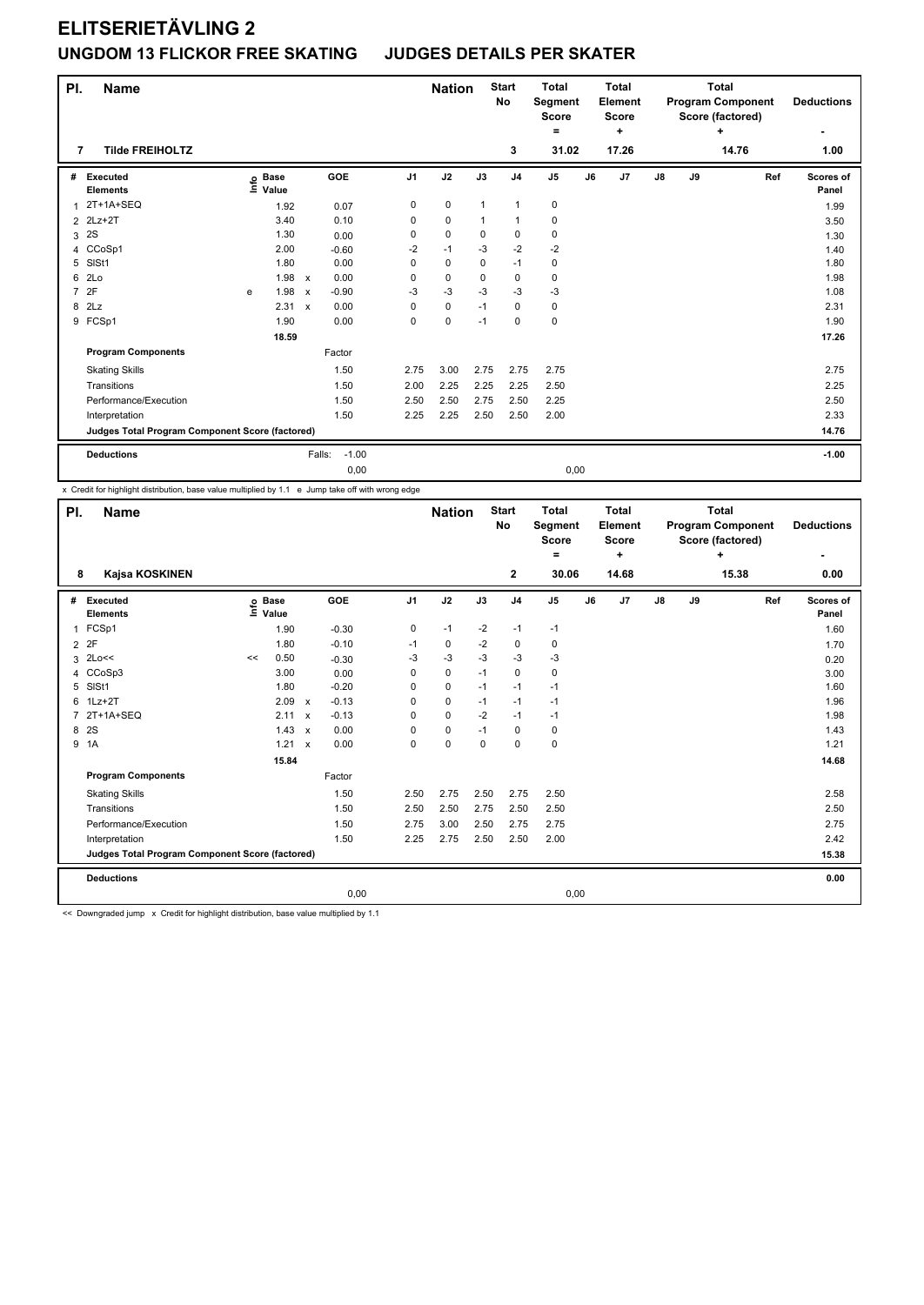# ELITSERIETÄVLING 2

## UNGDOM 13 FLICKOR FREE SKATING JUDGES DETAILS PER SKATER

| Pl. | Name | Nation | Start No | Total Segment Score = | Total Element Score + | Total Program Component Score (factored) + | Deductions - |
|---|---|---|---|---|---|---|---|
| 7 | Tilde FREIHOLTZ | | 3 | 31.02 | 17.26 | 14.76 | 1.00 |

| # | Executed Elements | Info | Base Value | | GOE | J1 | J2 | J3 | J4 | J5 | J6 | J7 | J8 | J9 | Ref | Scores of Panel |
|---|---|---|---|---|---|---|---|---|---|---|---|---|---|---|---|---|
| 1 | 2T+1A+SEQ | | 1.92 | | 0.07 | 0 | 0 | 1 | 1 | 0 | | | | | | 1.99 |
| 2 | 2Lz+2T | | 3.40 | | 0.10 | 0 | 0 | 1 | 1 | 0 | | | | | | 3.50 |
| 3 | 2S | | 1.30 | | 0.00 | 0 | 0 | 0 | 0 | 0 | | | | | | 1.30 |
| 4 | CCoSp1 | | 2.00 | | -0.60 | -2 | -1 | -3 | -2 | -2 | | | | | | 1.40 |
| 5 | SlSt1 | | 1.80 | | 0.00 | 0 | 0 | 0 | -1 | 0 | | | | | | 1.80 |
| 6 | 2Lo | | 1.98 | x | 0.00 | 0 | 0 | 0 | 0 | 0 | | | | | | 1.98 |
| 7 | 2F | e | 1.98 | x | -0.90 | -3 | -3 | -3 | -3 | -3 | | | | | | 1.08 |
| 8 | 2Lz | | 2.31 | x | 0.00 | 0 | 0 | -1 | 0 | 0 | | | | | | 2.31 |
| 9 | FCSp1 | | 1.90 | | 0.00 | 0 | 0 | -1 | 0 | 0 | | | | | | 1.90 |
| | | | 18.59 | | | | | | | | | | | | | 17.26 |
| | **Program Components** | | | | Factor | | | | | | | | | | | |
| | Skating Skills | | | | 1.50 | 2.75 | 3.00 | 2.75 | 2.75 | 2.75 | | | | | | 2.75 |
| | Transitions | | | | 1.50 | 2.00 | 2.25 | 2.25 | 2.25 | 2.50 | | | | | | 2.25 |
| | Performance/Execution | | | | 1.50 | 2.50 | 2.50 | 2.75 | 2.50 | 2.25 | | | | | | 2.50 |
| | Interpretation | | | | 1.50 | 2.25 | 2.25 | 2.50 | 2.50 | 2.00 | | | | | | 2.33 |
| | **Judges Total Program Component Score (factored)** | | | | | | | | | | | | | | | 14.76 |
| | **Deductions** | | | Falls: | -1.00 | | | | | | | | | | | -1.00 |
| | | | | | 0,00 | | | | | 0,00 | | | | | | |

x Credit for highlight distribution, base value multiplied by 1.1 e Jump take off with wrong edge

| Pl. | Name | Nation | Start No | Total Segment Score = | Total Element Score + | Total Program Component Score (factored) + | Deductions - |
|---|---|---|---|---|---|---|---|
| 8 | Kajsa KOSKINEN | | 2 | 30.06 | 14.68 | 15.38 | 0.00 |

| # | Executed Elements | Info | Base Value | | GOE | J1 | J2 | J3 | J4 | J5 | J6 | J7 | J8 | J9 | Ref | Scores of Panel |
|---|---|---|---|---|---|---|---|---|---|---|---|---|---|---|---|---|
| 1 | FCSp1 | | 1.90 | | -0.30 | 0 | -1 | -2 | -1 | -1 | | | | | | 1.60 |
| 2 | 2F | | 1.80 | | -0.10 | -1 | 0 | -2 | 0 | 0 | | | | | | 1.70 |
| 3 | 2Lo<< | << | 0.50 | | -0.30 | -3 | -3 | -3 | -3 | -3 | | | | | | 0.20 |
| 4 | CCoSp3 | | 3.00 | | 0.00 | 0 | 0 | -1 | 0 | 0 | | | | | | 3.00 |
| 5 | SlSt1 | | 1.80 | | -0.20 | 0 | 0 | -1 | -1 | -1 | | | | | | 1.60 |
| 6 | 1Lz+2T | | 2.09 | x | -0.13 | 0 | 0 | -1 | -1 | -1 | | | | | | 1.96 |
| 7 | 2T+1A+SEQ | | 2.11 | x | -0.13 | 0 | 0 | -2 | -1 | -1 | | | | | | 1.98 |
| 8 | 2S | | 1.43 | x | 0.00 | 0 | 0 | -1 | 0 | 0 | | | | | | 1.43 |
| 9 | 1A | | 1.21 | x | 0.00 | 0 | 0 | 0 | 0 | 0 | | | | | | 1.21 |
| | | | 15.84 | | | | | | | | | | | | | 14.68 |
| | **Program Components** | | | | Factor | | | | | | | | | | | |
| | Skating Skills | | | | 1.50 | 2.50 | 2.75 | 2.50 | 2.75 | 2.50 | | | | | | 2.58 |
| | Transitions | | | | 1.50 | 2.50 | 2.50 | 2.75 | 2.50 | 2.50 | | | | | | 2.50 |
| | Performance/Execution | | | | 1.50 | 2.75 | 3.00 | 2.50 | 2.75 | 2.75 | | | | | | 2.75 |
| | Interpretation | | | | 1.50 | 2.25 | 2.75 | 2.50 | 2.50 | 2.00 | | | | | | 2.42 |
| | **Judges Total Program Component Score (factored)** | | | | | | | | | | | | | | | 15.38 |
| | **Deductions** | | | | | | | | | | | | | | | 0.00 |
| | | | | | 0,00 | | | | | 0,00 | | | | | | |

<< Downgraded jump x Credit for highlight distribution, base value multiplied by 1.1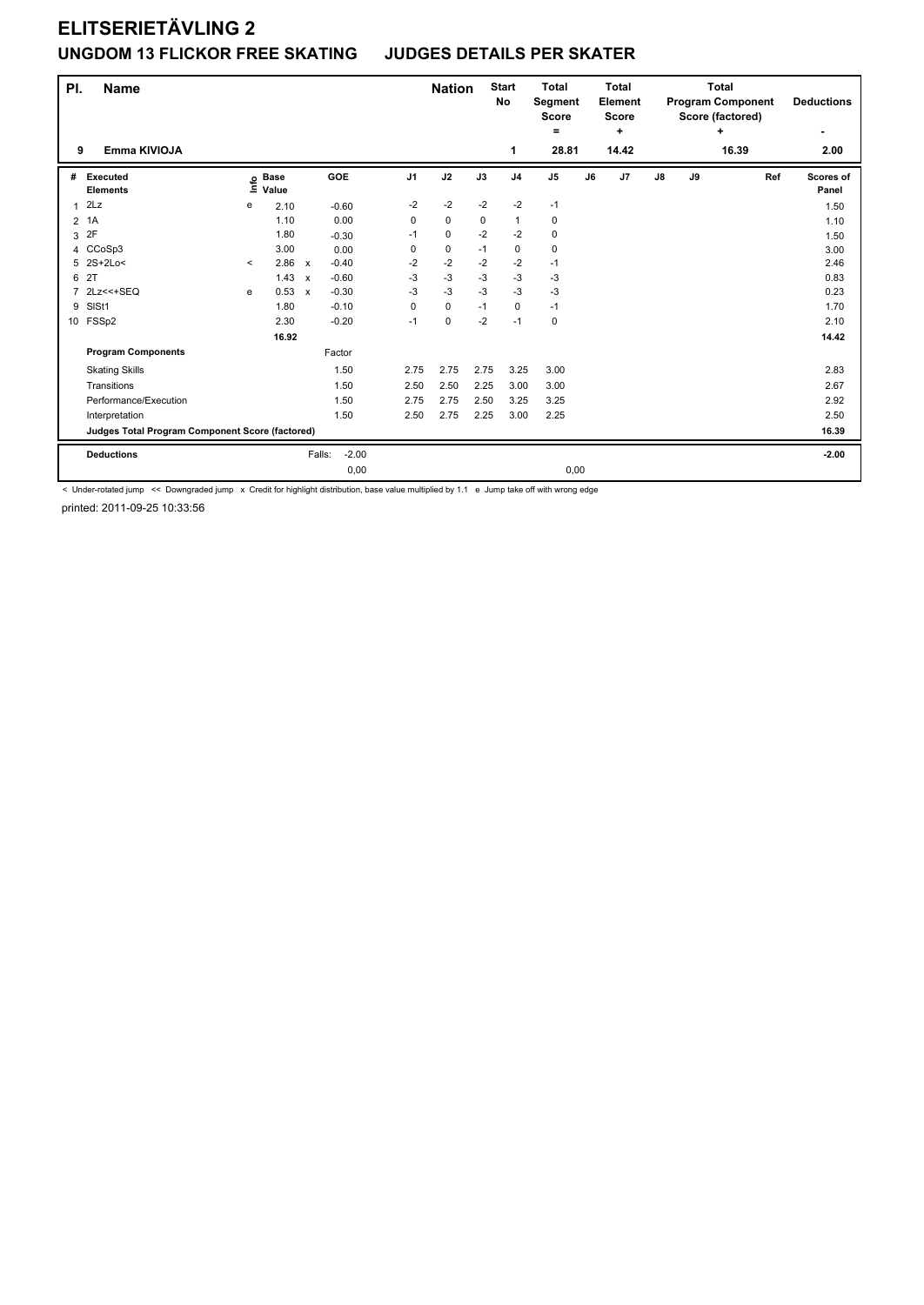# ELITSERIETÄVLING 2

## UNGDOM 13 FLICKOR FREE SKATING JUDGES DETAILS PER SKATER

| Pl. | Name | Nation | Start No | Total Segment Score = | Total Element Score + | Total Program Component Score (factored) + | Deductions - |
|---|---|---|---|---|---|---|---|
| 9 | Emma KIVIOJA | | 1 | 28.81 | 14.42 | 16.39 | 2.00 |

| # | Executed Elements | Info | Base Value | | GOE | J1 | J2 | J3 | J4 | J5 | J6 | J7 | J8 | J9 | Ref | Scores of Panel |
|---|---|---|---|---|---|---|---|---|---|---|---|---|---|---|---|---|
| 1 | 2Lz | e | 2.10 | | -0.60 | -2 | -2 | -2 | -2 | -1 | | | | | | 1.50 |
| 2 | 1A | | 1.10 | | 0.00 | 0 | 0 | 0 | 1 | 0 | | | | | | 1.10 |
| 3 | 2F | | 1.80 | | -0.30 | -1 | 0 | -2 | -2 | 0 | | | | | | 1.50 |
| 4 | CCoSp3 | | 3.00 | | 0.00 | 0 | 0 | -1 | 0 | 0 | | | | | | 3.00 |
| 5 | 2S+2Lo< | < | 2.86 | x | -0.40 | -2 | -2 | -2 | -2 | -1 | | | | | | 2.46 |
| 6 | 2T | | 1.43 | x | -0.60 | -3 | -3 | -3 | -3 | -3 | | | | | | 0.83 |
| 7 | 2Lz<<+SEQ | e | 0.53 | x | -0.30 | -3 | -3 | -3 | -3 | -3 | | | | | | 0.23 |
| 9 | SlSt1 | | 1.80 | | -0.10 | 0 | 0 | -1 | 0 | -1 | | | | | | 1.70 |
| 10 | FSSp2 | | 2.30 | | -0.20 | -1 | 0 | -2 | -1 | 0 | | | | | | 2.10 |
| | | | 16.92 | | | | | | | | | | | | | 14.42 |
| | **Program Components** | | | | Factor | | | | | | | | | | | |
| | Skating Skills | | | | 1.50 | 2.75 | 2.75 | 2.75 | 3.25 | 3.00 | | | | | | 2.83 |
| | Transitions | | | | 1.50 | 2.50 | 2.50 | 2.25 | 3.00 | 3.00 | | | | | | 2.67 |
| | Performance/Execution | | | | 1.50 | 2.75 | 2.75 | 2.50 | 3.25 | 3.25 | | | | | | 2.92 |
| | Interpretation | | | | 1.50 | 2.50 | 2.75 | 2.25 | 3.00 | 2.25 | | | | | | 2.50 |
| | **Judges Total Program Component Score (factored)** | | | | | | | | | | | | | | | 16.39 |
| | **Deductions** | | | | Falls: -2.00 | | | | | | | | | | | -2.00 |
| | | | | | 0,00 | | | | | 0,00 | | | | | | |

< Under-rotated jump << Downgraded jump x Credit for highlight distribution, base value multiplied by 1.1 e Jump take off with wrong edge

printed: 2011-09-25 10:33:56